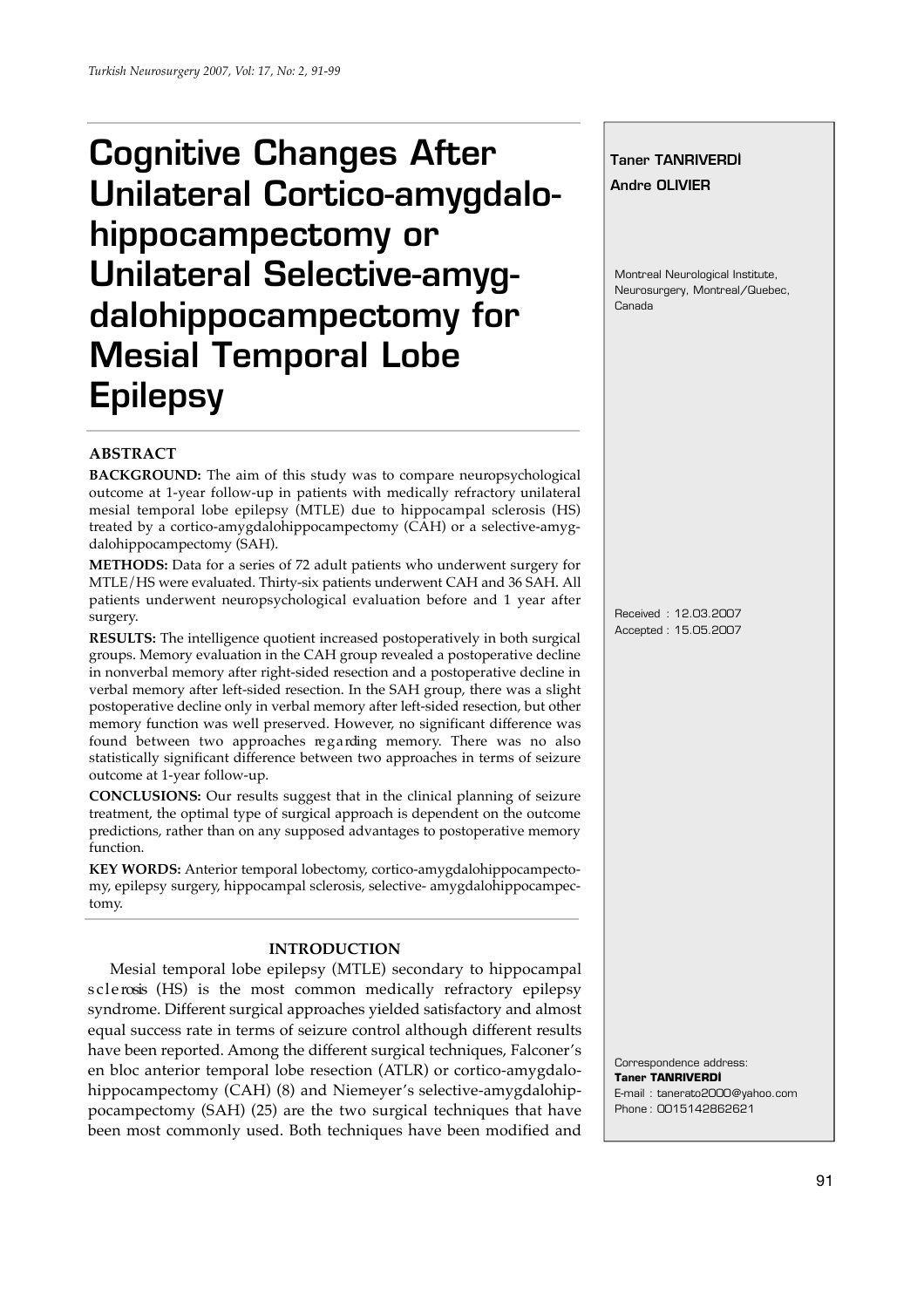# Cognitive Changes After Unilateral Cortico-amygdalo-hippocampectomy or Unilateral Selective-amygdalohippocampectomy for Mesial Temporal Lobe Epilepsy

**Taner TANRIVERDİ**

**Andre OLIVIER**

Montreal Neurological Institute, Neurosurgery, Montreal/Quebec, Canada

Received : 12.03.2007
Accepted : 15.05.2007

Correspondence address:
**Taner TANRIVERDİ**
E-mail : tanerato2000@yahoo.com
Phone : 0015142862621

## ABSTRACT

**BACKGROUND:** The aim of this study was to compare neuropsychological outcome at 1-year follow-up in patients with medically refractory unilateral mesial temporal lobe epilepsy (MTLE) due to hippocampal sclerosis (HS) treated by a cortico-amygdalohippocampectomy (CAH) or a selective-amygdalohippocampectomy (SAH).

**METHODS:** Data for a series of 72 adult patients who underwent surgery for MTLE/HS were evaluated. Thirty-six patients underwent CAH and 36 SAH. All patients underwent neuropsychological evaluation before and 1 year after surgery.

**RESULTS:** The intelligence quotient increased postoperatively in both surgical groups. Memory evaluation in the CAH group revealed a postoperative decline in nonverbal memory after right-sided resection and a postoperative decline in verbal memory after left-sided resection. In the SAH group, there was a slight postoperative decline only in verbal memory after left-sided resection, but other memory function was well preserved. However, no significant difference was found between two approaches regarding memory. There was no also statistically significant difference between two approaches in terms of seizure outcome at 1-year follow-up.

**CONCLUSIONS:** Our results suggest that in the clinical planning of seizure treatment, the optimal type of surgical approach is dependent on the outcome predictions, rather than on any supposed advantages to postoperative memory function.

**KEY WORDS:** Anterior temporal lobectomy, cortico-amygdalohippocampectomy, epilepsy surgery, hippocampal sclerosis, selective- amygdalohippocampectomy.

## INTRODUCTION

Mesial temporal lobe epilepsy (MTLE) secondary to hippocampal sclerosis (HS) is the most common medically refractory epilepsy syndrome. Different surgical approaches yielded satisfactory and almost equal success rate in terms of seizure control although different results have been reported. Among the different surgical techniques, Falconer's en bloc anterior temporal lobe resection (ATLR) or cortico-amygdalohippocampectomy (CAH) (8) and Niemeyer's selective-amygdalohippocampectomy (SAH) (25) are the two surgical techniques that have been most commonly used. Both techniques have been modified and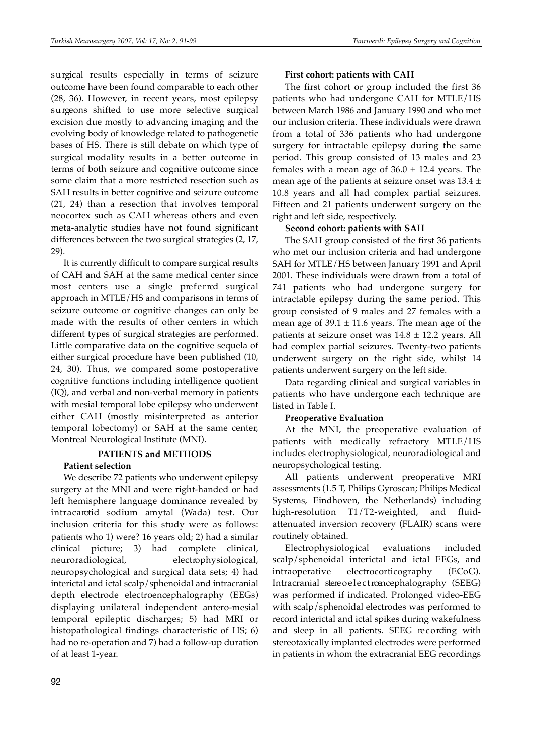surgical results especially in terms of seizure outcome have been found comparable to each other (28, 36). However, in recent years, most epilepsy surgeons shifted to use more selective surgical excision due mostly to advancing imaging and the evolving body of knowledge related to pathogenetic bases of HS. There is still debate on which type of surgical modality results in a better outcome in terms of both seizure and cognitive outcome since some claim that a more restricted resection such as SAH results in better cognitive and seizure outcome (21, 24) than a resection that involves temporal neocortex such as CAH whereas others and even meta-analytic studies have not found significant differences between the two surgical strategies (2, 17, 29).

It is currently difficult to compare surgical results of CAH and SAH at the same medical center since most centers use a single preferred surgical approach in MTLE/HS and comparisons in terms of seizure outcome or cognitive changes can only be made with the results of other centers in which different types of surgical strategies are performed. Little comparative data on the cognitive sequela of either surgical procedure have been published (10, 24, 30). Thus, we compared some postoperative cognitive functions including intelligence quotient (IQ), and verbal and non-verbal memory in patients with mesial temporal lobe epilepsy who underwent either CAH (mostly misinterpreted as anterior temporal lobectomy) or SAH at the same center, Montreal Neurological Institute (MNI).

## PATIENTS and METHODS

### Patient selection

We describe 72 patients who underwent epilepsy surgery at the MNI and were right-handed or had left hemisphere language dominance revealed by intracarotid sodium amytal (Wada) test. Our inclusion criteria for this study were as follows: patients who 1) were? 16 years old; 2) had a similar clinical picture; 3) had complete clinical, neuroradiological, electrophysiological, neuropsychological and surgical data sets; 4) had interictal and ictal scalp/sphenoidal and intracranial depth electrode electroencephalography (EEGs) displaying unilateral independent antero-mesial temporal epileptic discharges; 5) had MRI or histopathological findings characteristic of HS; 6) had no re-operation and 7) had a follow-up duration of at least 1-year.

### First cohort: patients with CAH

The first cohort or group included the first 36 patients who had undergone CAH for MTLE/HS between March 1986 and January 1990 and who met our inclusion criteria. These individuals were drawn from a total of 336 patients who had undergone surgery for intractable epilepsy during the same period. This group consisted of 13 males and 23 females with a mean age of $36.0 \pm 12.4$ years. The mean age of the patients at seizure onset was $13.4 \pm 10.8$ years and all had complex partial seizures. Fifteen and 21 patients underwent surgery on the right and left side, respectively.

### Second cohort: patients with SAH

The SAH group consisted of the first 36 patients who met our inclusion criteria and had undergone SAH for MTLE/HS between January 1991 and April 2001. These individuals were drawn from a total of 741 patients who had undergone surgery for intractable epilepsy during the same period. This group consisted of 9 males and 27 females with a mean age of $39.1 \pm 11.6$ years. The mean age of the patients at seizure onset was $14.8 \pm 12.2$ years. All had complex partial seizures. Twenty-two patients underwent surgery on the right side, whilst 14 patients underwent surgery on the left side.

Data regarding clinical and surgical variables in patients who have undergone each technique are listed in Table I.

### Preoperative Evaluation

At the MNI, the preoperative evaluation of patients with medically refractory MTLE/HS includes electrophysiological, neuroradiological and neuropsychological testing.

All patients underwent preoperative MRI assessments (1.5 T, Philips Gyroscan; Philips Medical Systems, Eindhoven, the Netherlands) including high-resolution T1/T2-weighted, and fluid-attenuated inversion recovery (FLAIR) scans were routinely obtained.

Electrophysiological evaluations included scalp/sphenoidal interictal and ictal EEGs, and intraoperative electrocorticography (ECoG). Intracranial stereoelectroencephalography (SEEG) was performed if indicated. Prolonged video-EEG with scalp/sphenoidal electrodes was performed to record interictal and ictal spikes during wakefulness and sleep in all patients. SEEG recording with stereotaxically implanted electrodes were performed in patients in whom the extracranial EEG recordings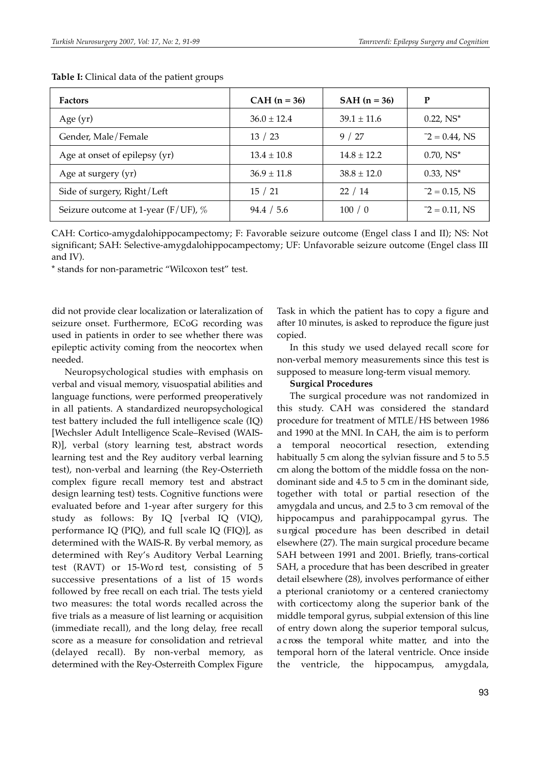**Table I:** Clinical data of the patient groups

| Factors | CAH (n = 36) | SAH (n = 36) | P |
|---|---|---|---|
| Age (yr) | 36.0 ± 12.4 | 39.1 ± 11.6 | 0.22, NS* |
| Gender, Male/Female | 13 / 23 | 9 / 27 | ˜2 = 0.44, NS |
| Age at onset of epilepsy (yr) | 13.4 ± 10.8 | 14.8 ± 12.2 | 0.70, NS* |
| Age at surgery (yr) | 36.9 ± 11.8 | 38.8 ± 12.0 | 0.33, NS* |
| Side of surgery, Right/Left | 15 / 21 | 22 / 14 | ˜2 = 0.15, NS |
| Seizure outcome at 1-year (F/UF), % | 94.4 / 5.6 | 100 / 0 | ˜2 = 0.11, NS |

CAH: Cortico-amygdalohippocampectomy; F: Favorable seizure outcome (Engel class I and II); NS: Not significant; SAH: Selective-amygdalohippocampectomy; UF: Unfavorable seizure outcome (Engel class III and IV).

* stands for non-parametric "Wilcoxon test" test.

did not provide clear localization or lateralization of seizure onset. Furthermore, ECoG recording was used in patients in order to see whether there was epileptic activity coming from the neocortex when needed.

Neuropsychological studies with emphasis on verbal and visual memory, visuospatial abilities and language functions, were performed preoperatively in all patients. A standardized neuropsychological test battery included the full intelligence scale (IQ) [Wechsler Adult Intelligence Scale–Revised (WAIS-R)], verbal (story learning test, abstract words learning test and the Rey auditory verbal learning test), non-verbal and learning (the Rey-Osterrieth complex figure recall memory test and abstract design learning test) tests. Cognitive functions were evaluated before and 1-year after surgery for this study as follows: By IQ [verbal IQ (VIQ), performance IQ (PIQ), and full scale IQ (FIQ)], as determined with the WAIS-R. By verbal memory, as determined with Rey's Auditory Verbal Learning test (RAVT) or 15-Word test, consisting of 5 successive presentations of a list of 15 words followed by free recall on each trial. The tests yield two measures: the total words recalled across the five trials as a measure of list learning or acquisition (immediate recall), and the long delay, free recall score as a measure for consolidation and retrieval (delayed recall). By non-verbal memory, as determined with the Rey-Osterreith Complex Figure Task in which the patient has to copy a figure and after 10 minutes, is asked to reproduce the figure just copied.

In this study we used delayed recall score for non-verbal memory measurements since this test is supposed to measure long-term visual memory.

**Surgical Procedures**

The surgical procedure was not randomized in this study. CAH was considered the standard procedure for treatment of MTLE/HS between 1986 and 1990 at the MNI. In CAH, the aim is to perform a temporal neocortical resection, extending habitually 5 cm along the sylvian fissure and 5 to 5.5 cm along the bottom of the middle fossa on the non-dominant side and 4.5 to 5 cm in the dominant side, together with total or partial resection of the amygdala and uncus, and 2.5 to 3 cm removal of the hippocampus and parahippocampal gyrus. The surgical procedure has been described in detail elsewhere (27). The main surgical procedure became SAH between 1991 and 2001. Briefly, trans-cortical SAH, a procedure that has been described in greater detail elsewhere (28), involves performance of either a pterional craniotomy or a centered craniectomy with corticectomy along the superior bank of the middle temporal gyrus, subpial extension of this line of entry down along the superior temporal sulcus, across the temporal white matter, and into the temporal horn of the lateral ventricle. Once inside the ventricle, the hippocampus, amygdala,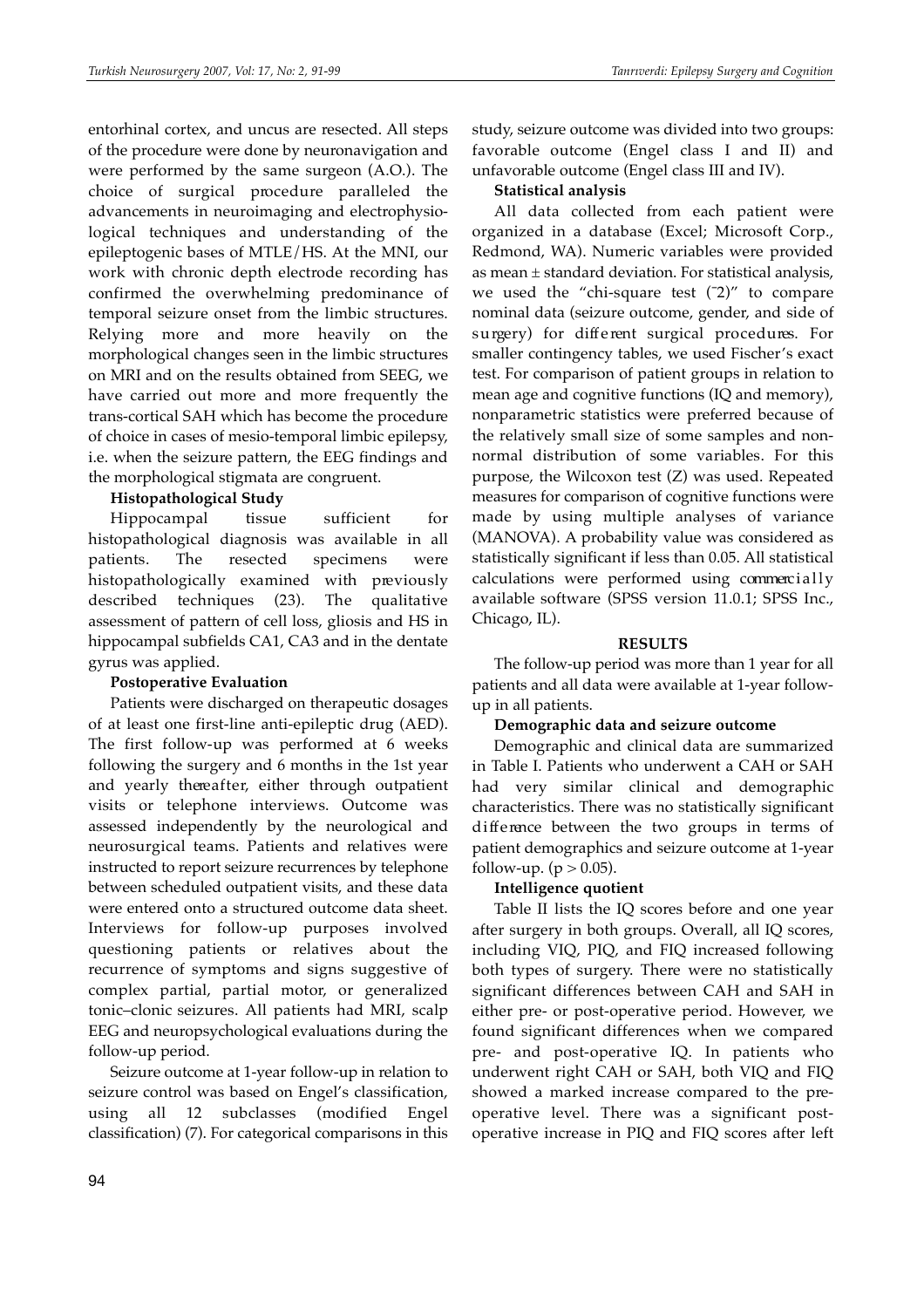entorhinal cortex, and uncus are resected. All steps of the procedure were done by neuronavigation and were performed by the same surgeon (A.O.). The choice of surgical procedure paralleled the advancements in neuroimaging and electrophysiological techniques and understanding of the epileptogenic bases of MTLE/HS. At the MNI, our work with chronic depth electrode recording has confirmed the overwhelming predominance of temporal seizure onset from the limbic structures. Relying more and more heavily on the morphological changes seen in the limbic structures on MRI and on the results obtained from SEEG, we have carried out more and more frequently the trans-cortical SAH which has become the procedure of choice in cases of mesio-temporal limbic epilepsy, i.e. when the seizure pattern, the EEG findings and the morphological stigmata are congruent.

**Histopathological Study**

Hippocampal tissue sufficient for histopathological diagnosis was available in all patients. The resected specimens were histopathologically examined with previously described techniques (23). The qualitative assessment of pattern of cell loss, gliosis and HS in hippocampal subfields CA1, CA3 and in the dentate gyrus was applied.

**Postoperative Evaluation**

Patients were discharged on therapeutic dosages of at least one first-line anti-epileptic drug (AED). The first follow-up was performed at 6 weeks following the surgery and 6 months in the 1st year and yearly thereafter, either through outpatient visits or telephone interviews. Outcome was assessed independently by the neurological and neurosurgical teams. Patients and relatives were instructed to report seizure recurrences by telephone between scheduled outpatient visits, and these data were entered onto a structured outcome data sheet. Interviews for follow-up purposes involved questioning patients or relatives about the recurrence of symptoms and signs suggestive of complex partial, partial motor, or generalized tonic–clonic seizures. All patients had MRI, scalp EEG and neuropsychological evaluations during the follow-up period.

Seizure outcome at 1-year follow-up in relation to seizure control was based on Engel's classification, using all 12 subclasses (modified Engel classification) (7). For categorical comparisons in this study, seizure outcome was divided into two groups: favorable outcome (Engel class I and II) and unfavorable outcome (Engel class III and IV).

**Statistical analysis**

All data collected from each patient were organized in a database (Excel; Microsoft Corp., Redmond, WA). Numeric variables were provided as mean ± standard deviation. For statistical analysis, we used the "chi-square test ($\chi^2$)" to compare nominal data (seizure outcome, gender, and side of surgery) for different surgical procedures. For smaller contingency tables, we used Fischer's exact test. For comparison of patient groups in relation to mean age and cognitive functions (IQ and memory), nonparametric statistics were preferred because of the relatively small size of some samples and non-normal distribution of some variables. For this purpose, the Wilcoxon test (Z) was used. Repeated measures for comparison of cognitive functions were made by using multiple analyses of variance (MANOVA). A probability value was considered as statistically significant if less than 0.05. All statistical calculations were performed using commercially available software (SPSS version 11.0.1; SPSS Inc., Chicago, IL).

## RESULTS

The follow-up period was more than 1 year for all patients and all data were available at 1-year follow-up in all patients.

**Demographic data and seizure outcome**

Demographic and clinical data are summarized in Table I. Patients who underwent a CAH or SAH had very similar clinical and demographic characteristics. There was no statistically significant difference between the two groups in terms of patient demographics and seizure outcome at 1-year follow-up. ($p > 0.05$).

**Intelligence quotient**

Table II lists the IQ scores before and one year after surgery in both groups. Overall, all IQ scores, including VIQ, PIQ, and FIQ increased following both types of surgery. There were no statistically significant differences between CAH and SAH in either pre- or post-operative period. However, we found significant differences when we compared pre- and post-operative IQ. In patients who underwent right CAH or SAH, both VIQ and FIQ showed a marked increase compared to the pre-operative level. There was a significant post-operative increase in PIQ and FIQ scores after left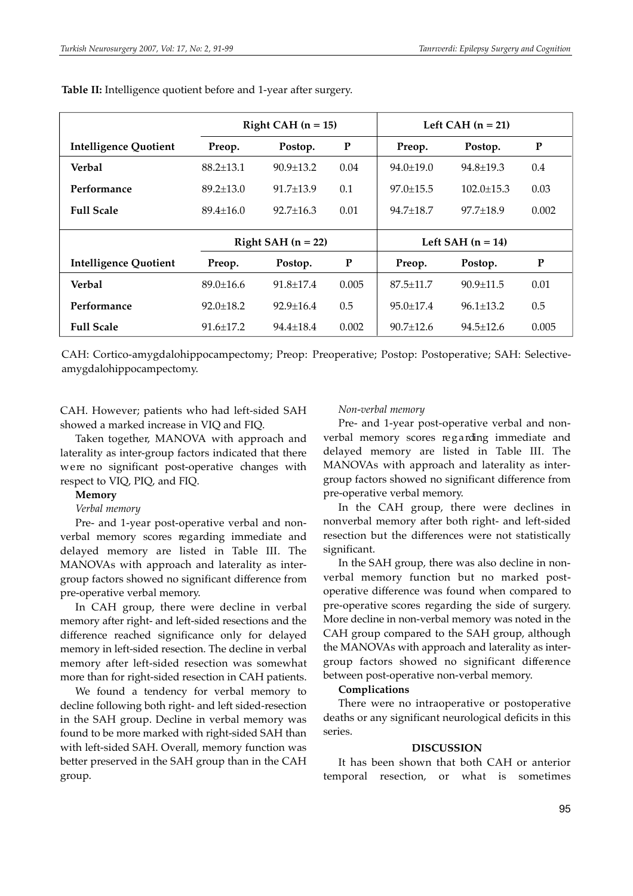**Table II:** Intelligence quotient before and 1-year after surgery.

| | Right CAH (n = 15) | | | Left CAH (n = 21) | | |
|---|---|---|---|---|---|---|
| **Intelligence Quotient** | **Preop.** | **Postop.** | **P** | **Preop.** | **Postop.** | **P** |
| **Verbal** | 88.2±13.1 | 90.9±13.2 | 0.04 | 94.0±19.0 | 94.8±19.3 | 0.4 |
| **Performance** | 89.2±13.0 | 91.7±13.9 | 0.1 | 97.0±15.5 | 102.0±15.3 | 0.03 |
| **Full Scale** | 89.4±16.0 | 92.7±16.3 | 0.01 | 94.7±18.7 | 97.7±18.9 | 0.002 |
| | **Right SAH (n = 22)** | | | **Left SAH (n = 14)** | | |
| **Intelligence Quotient** | **Preop.** | **Postop.** | **P** | **Preop.** | **Postop.** | **P** |
| **Verbal** | 89.0±16.6 | 91.8±17.4 | 0.005 | 87.5±11.7 | 90.9±11.5 | 0.01 |
| **Performance** | 92.0±18.2 | 92.9±16.4 | 0.5 | 95.0±17.4 | 96.1±13.2 | 0.5 |
| **Full Scale** | 91.6±17.2 | 94.4±18.4 | 0.002 | 90.7±12.6 | 94.5±12.6 | 0.005 |

CAH: Cortico-amygdalohippocampectomy; Preop: Preoperative; Postop: Postoperative; SAH: Selective-amygdalohippocampectomy.

CAH. However; patients who had left-sided SAH showed a marked increase in VIQ and FIQ.

Taken together, MANOVA with approach and laterality as inter-group factors indicated that there were no significant post-operative changes with respect to VIQ, PIQ, and FIQ.

**Memory**

*Verbal memory*

Pre- and 1-year post-operative verbal and non-verbal memory scores regarding immediate and delayed memory are listed in Table III. The MANOVAs with approach and laterality as inter-group factors showed no significant difference from pre-operative verbal memory.

In CAH group, there were decline in verbal memory after right- and left-sided resections and the difference reached significance only for delayed memory in left-sided resection. The decline in verbal memory after left-sided resection was somewhat more than for right-sided resection in CAH patients.

We found a tendency for verbal memory to decline following both right- and left sided-resection in the SAH group. Decline in verbal memory was found to be more marked with right-sided SAH than with left-sided SAH. Overall, memory function was better preserved in the SAH group than in the CAH group.

*Non-verbal memory*

Pre- and 1-year post-operative verbal and non-verbal memory scores regarding immediate and delayed memory are listed in Table III. The MANOVAs with approach and laterality as inter-group factors showed no significant difference from pre-operative verbal memory.

In the CAH group, there were declines in nonverbal memory after both right- and left-sided resection but the differences were not statistically significant.

In the SAH group, there was also decline in non-verbal memory function but no marked post-operative difference was found when compared to pre-operative scores regarding the side of surgery. More decline in non-verbal memory was noted in the CAH group compared to the SAH group, although the MANOVAs with approach and laterality as inter-group factors showed no significant difference between post-operative non-verbal memory.

**Complications**

There were no intraoperative or postoperative deaths or any significant neurological deficits in this series.

## DISCUSSION

It has been shown that both CAH or anterior temporal resection, or what is sometimes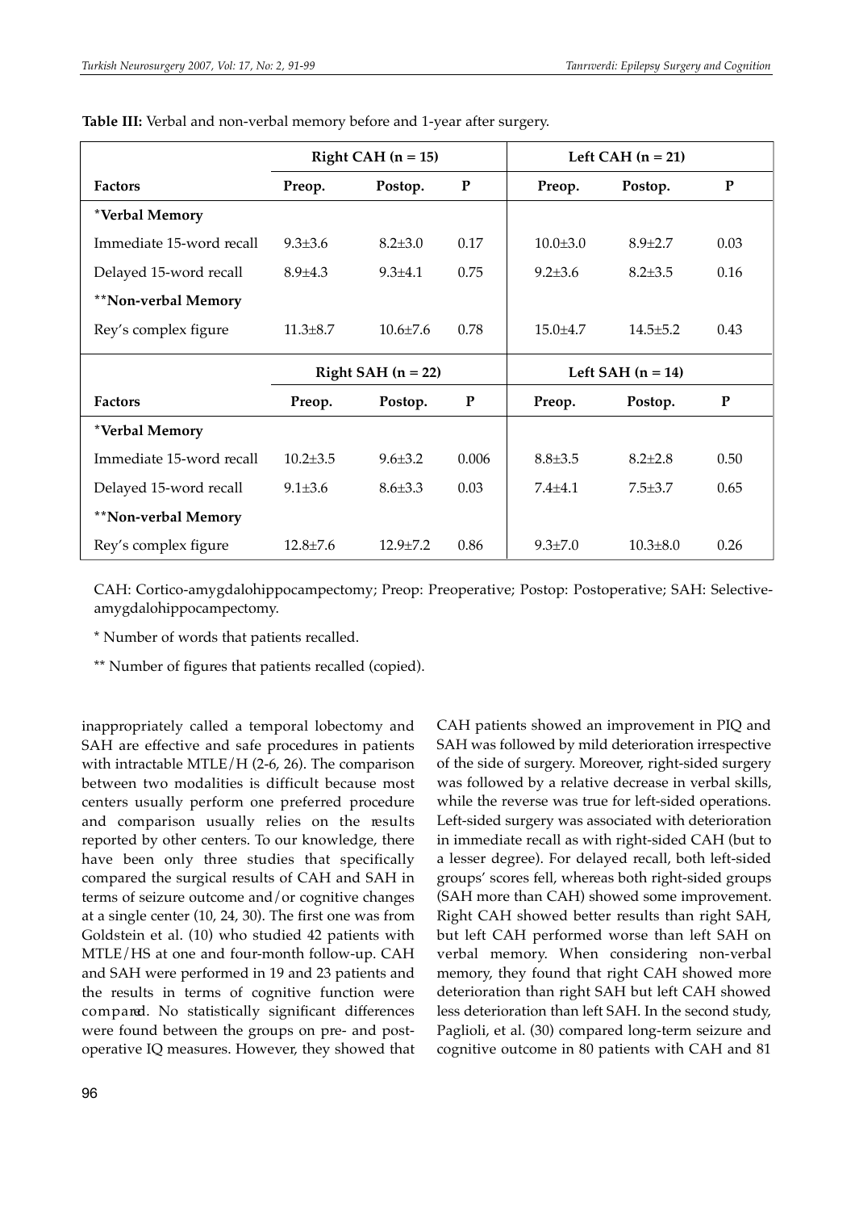**Table III:** Verbal and non-verbal memory before and 1-year after surgery.

| | Right CAH (n = 15) | | | Left CAH (n = 21) | | |
|---|---|---|---|---|---|---|
| **Factors** | **Preop.** | **Postop.** | **P** | **Preop.** | **Postop.** | **P** |
| ***Verbal Memory** | | | | | | |
| Immediate 15-word recall | 9.3±3.6 | 8.2±3.0 | 0.17 | 10.0±3.0 | 8.9±2.7 | 0.03 |
| Delayed 15-word recall | 8.9±4.3 | 9.3±4.1 | 0.75 | 9.2±3.6 | 8.2±3.5 | 0.16 |
| ****Non-verbal Memory** | | | | | | |
| Rey's complex figure | 11.3±8.7 | 10.6±7.6 | 0.78 | 15.0±4.7 | 14.5±5.2 | 0.43 |
| | **Right SAH (n = 22)** | | | **Left SAH (n = 14)** | | |
| **Factors** | **Preop.** | **Postop.** | **P** | **Preop.** | **Postop.** | **P** |
| ***Verbal Memory** | | | | | | |
| Immediate 15-word recall | 10.2±3.5 | 9.6±3.2 | 0.006 | 8.8±3.5 | 8.2±2.8 | 0.50 |
| Delayed 15-word recall | 9.1±3.6 | 8.6±3.3 | 0.03 | 7.4±4.1 | 7.5±3.7 | 0.65 |
| ****Non-verbal Memory** | | | | | | |
| Rey's complex figure | 12.8±7.6 | 12.9±7.2 | 0.86 | 9.3±7.0 | 10.3±8.0 | 0.26 |

CAH: Cortico-amygdalohippocampectomy; Preop: Preoperative; Postop: Postoperative; SAH: Selective-amygdalohippocampectomy.

\* Number of words that patients recalled.

\*\* Number of figures that patients recalled (copied).

inappropriately called a temporal lobectomy and SAH are effective and safe procedures in patients with intractable MTLE/H (2-6, 26). The comparison between two modalities is difficult because most centers usually perform one preferred procedure and comparison usually relies on the results reported by other centers. To our knowledge, there have been only three studies that specifically compared the surgical results of CAH and SAH in terms of seizure outcome and/or cognitive changes at a single center (10, 24, 30). The first one was from Goldstein et al. (10) who studied 42 patients with MTLE/HS at one and four-month follow-up. CAH and SAH were performed in 19 and 23 patients and the results in terms of cognitive function were compared. No statistically significant differences were found between the groups on pre- and post-operative IQ measures. However, they showed that CAH patients showed an improvement in PIQ and SAH was followed by mild deterioration irrespective of the side of surgery. Moreover, right-sided surgery was followed by a relative decrease in verbal skills, while the reverse was true for left-sided operations. Left-sided surgery was associated with deterioration in immediate recall as with right-sided CAH (but to a lesser degree). For delayed recall, both left-sided groups' scores fell, whereas both right-sided groups (SAH more than CAH) showed some improvement. Right CAH showed better results than right SAH, but left CAH performed worse than left SAH on verbal memory. When considering non-verbal memory, they found that right CAH showed more deterioration than right SAH but left CAH showed less deterioration than left SAH. In the second study, Paglioli, et al. (30) compared long-term seizure and cognitive outcome in 80 patients with CAH and 81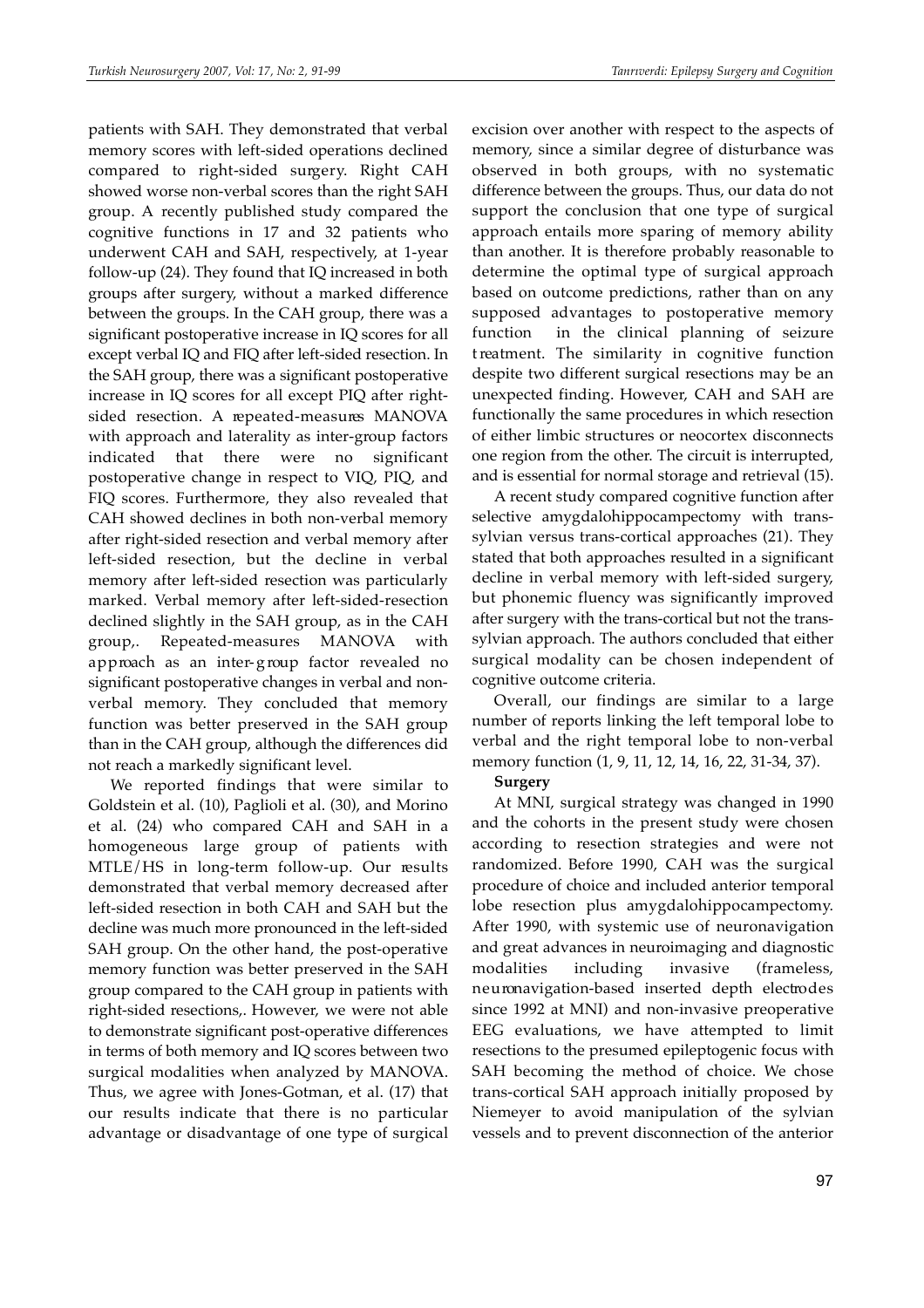patients with SAH. They demonstrated that verbal memory scores with left-sided operations declined compared to right-sided surgery. Right CAH showed worse non-verbal scores than the right SAH group. A recently published study compared the cognitive functions in 17 and 32 patients who underwent CAH and SAH, respectively, at 1-year follow-up (24). They found that IQ increased in both groups after surgery, without a marked difference between the groups. In the CAH group, there was a significant postoperative increase in IQ scores for all except verbal IQ and FIQ after left-sided resection. In the SAH group, there was a significant postoperative increase in IQ scores for all except PIQ after right-sided resection. A repeated-measures MANOVA with approach and laterality as inter-group factors indicated that there were no significant postoperative change in respect to VIQ, PIQ, and FIQ scores. Furthermore, they also revealed that CAH showed declines in both non-verbal memory after right-sided resection and verbal memory after left-sided resection, but the decline in verbal memory after left-sided resection was particularly marked. Verbal memory after left-sided-resection declined slightly in the SAH group, as in the CAH group,. Repeated-measures MANOVA with approach as an inter-group factor revealed no significant postoperative changes in verbal and non-verbal memory. They concluded that memory function was better preserved in the SAH group than in the CAH group, although the differences did not reach a markedly significant level.

We reported findings that were similar to Goldstein et al. (10), Paglioli et al. (30), and Morino et al. (24) who compared CAH and SAH in a homogeneous large group of patients with MTLE/HS in long-term follow-up. Our results demonstrated that verbal memory decreased after left-sided resection in both CAH and SAH but the decline was much more pronounced in the left-sided SAH group. On the other hand, the post-operative memory function was better preserved in the SAH group compared to the CAH group in patients with right-sided resections,. However, we were not able to demonstrate significant post-operative differences in terms of both memory and IQ scores between two surgical modalities when analyzed by MANOVA. Thus, we agree with Jones-Gotman, et al. (17) that our results indicate that there is no particular advantage or disadvantage of one type of surgical excision over another with respect to the aspects of memory, since a similar degree of disturbance was observed in both groups, with no systematic difference between the groups. Thus, our data do not support the conclusion that one type of surgical approach entails more sparing of memory ability than another. It is therefore probably reasonable to determine the optimal type of surgical approach based on outcome predictions, rather than on any supposed advantages to postoperative memory function in the clinical planning of seizure treatment. The similarity in cognitive function despite two different surgical resections may be an unexpected finding. However, CAH and SAH are functionally the same procedures in which resection of either limbic structures or neocortex disconnects one region from the other. The circuit is interrupted, and is essential for normal storage and retrieval (15).

A recent study compared cognitive function after selective amygdalohippocampectomy with trans-sylvian versus trans-cortical approaches (21). They stated that both approaches resulted in a significant decline in verbal memory with left-sided surgery, but phonemic fluency was significantly improved after surgery with the trans-cortical but not the trans-sylvian approach. The authors concluded that either surgical modality can be chosen independent of cognitive outcome criteria.

Overall, our findings are similar to a large number of reports linking the left temporal lobe to verbal and the right temporal lobe to non-verbal memory function (1, 9, 11, 12, 14, 16, 22, 31-34, 37).

**Surgery**

At MNI, surgical strategy was changed in 1990 and the cohorts in the present study were chosen according to resection strategies and were not randomized. Before 1990, CAH was the surgical procedure of choice and included anterior temporal lobe resection plus amygdalohippocampectomy. After 1990, with systemic use of neuronavigation and great advances in neuroimaging and diagnostic modalities including invasive (frameless, neuronavigation-based inserted depth electrodes since 1992 at MNI) and non-invasive preoperative EEG evaluations, we have attempted to limit resections to the presumed epileptogenic focus with SAH becoming the method of choice. We chose trans-cortical SAH approach initially proposed by Niemeyer to avoid manipulation of the sylvian vessels and to prevent disconnection of the anterior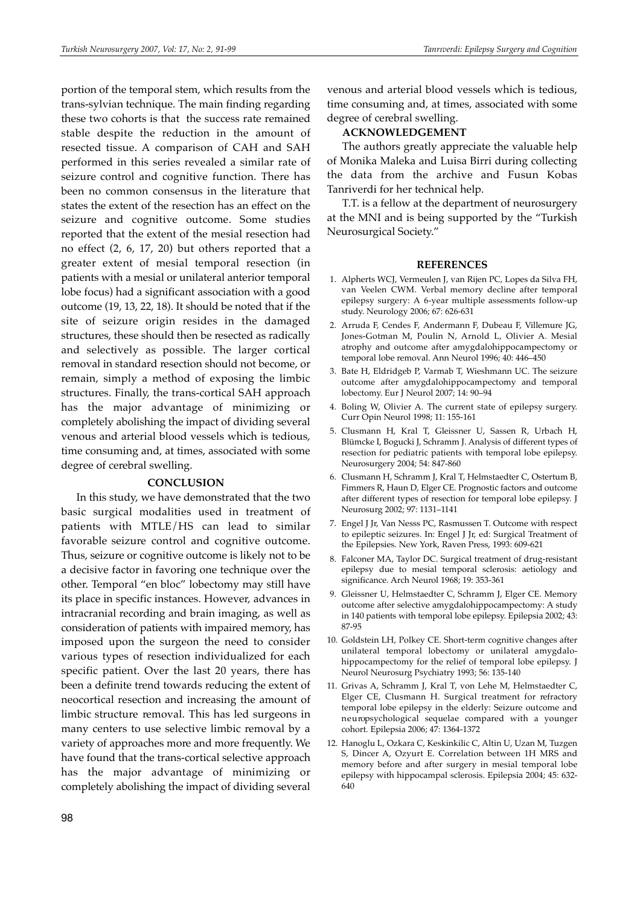portion of the temporal stem, which results from the trans-sylvian technique. The main finding regarding these two cohorts is that the success rate remained stable despite the reduction in the amount of resected tissue. A comparison of CAH and SAH performed in this series revealed a similar rate of seizure control and cognitive function. There has been no common consensus in the literature that states the extent of the resection has an effect on the seizure and cognitive outcome. Some studies reported that the extent of the mesial resection had no effect (2, 6, 17, 20) but others reported that a greater extent of mesial temporal resection (in patients with a mesial or unilateral anterior temporal lobe focus) had a significant association with a good outcome (19, 13, 22, 18). It should be noted that if the site of seizure origin resides in the damaged structures, these should then be resected as radically and selectively as possible. The larger cortical removal in standard resection should not become, or remain, simply a method of exposing the limbic structures. Finally, the trans-cortical SAH approach has the major advantage of minimizing or completely abolishing the impact of dividing several venous and arterial blood vessels which is tedious, time consuming and, at times, associated with some degree of cerebral swelling.

## CONCLUSION

In this study, we have demonstrated that the two basic surgical modalities used in treatment of patients with MTLE/HS can lead to similar favorable seizure control and cognitive outcome. Thus, seizure or cognitive outcome is likely not to be a decisive factor in favoring one technique over the other. Temporal "en bloc" lobectomy may still have its place in specific instances. However, advances in intracranial recording and brain imaging, as well as consideration of patients with impaired memory, has imposed upon the surgeon the need to consider various types of resection individualized for each specific patient. Over the last 20 years, there has been a definite trend towards reducing the extent of neocortical resection and increasing the amount of limbic structure removal. This has led surgeons in many centers to use selective limbic removal by a variety of approaches more and more frequently. We have found that the trans-cortical selective approach has the major advantage of minimizing or completely abolishing the impact of dividing several venous and arterial blood vessels which is tedious, time consuming and, at times, associated with some degree of cerebral swelling.

## ACKNOWLEDGEMENT

The authors greatly appreciate the valuable help of Monika Maleka and Luisa Birri during collecting the data from the archive and Fusun Kobas Tanriverdi for her technical help.

T.T. is a fellow at the department of neurosurgery at the MNI and is being supported by the "Turkish Neurosurgical Society."

## REFERENCES

1. Alpherts WCJ, Vermeulen J, van Rijen PC, Lopes da Silva FH, van Veelen CWM. Verbal memory decline after temporal epilepsy surgery: A 6-year multiple assessments follow-up study. Neurology 2006; 67: 626-631
2. Arruda F, Cendes F, Andermann F, Dubeau F, Villemure JG, Jones-Gotman M, Poulin N, Arnold L, Olivier A. Mesial atrophy and outcome after amygdalohippocampectomy or temporal lobe removal. Ann Neurol 1996; 40: 446–450
3. Bate H, Eldridgeb P, Varmab T, Wieshmann UC. The seizure outcome after amygdalohippocampectomy and temporal lobectomy. Eur J Neurol 2007; 14: 90–94
4. Boling W, Olivier A. The current state of epilepsy surgery. Curr Opin Neurol 1998; 11: 155-161
5. Clusmann H, Kral T, Gleissner U, Sassen R, Urbach H, Blümcke I, Bogucki J, Schramm J. Analysis of different types of resection for pediatric patients with temporal lobe epilepsy. Neurosurgery 2004; 54: 847-860
6. Clusmann H, Schramm J, Kral T, Helmstaedter C, Ostertum B, Fimmers R, Haun D, Elger CE. Prognostic factors and outcome after different types of resection for temporal lobe epilepsy. J Neurosurg 2002; 97: 1131–1141
7. Engel J Jr, Van Nesss PC, Rasmussen T. Outcome with respect to epileptic seizures. In: Engel J Jr, ed: Surgical Treatment of the Epilepsies. New York, Raven Press, 1993: 609-621
8. Falconer MA, Taylor DC. Surgical treatment of drug-resistant epilepsy due to mesial temporal sclerosis: aetiology and significance. Arch Neurol 1968; 19: 353-361
9. Gleissner U, Helmstaedter C, Schramm J, Elger CE. Memory outcome after selective amygdalohippocampectomy: A study in 140 patients with temporal lobe epilepsy. Epilepsia 2002; 43: 87-95
10. Goldstein LH, Polkey CE. Short-term cognitive changes after unilateral temporal lobectomy or unilateral amygdalo-hippocampectomy for the relief of temporal lobe epilepsy. J Neurol Neurosurg Psychiatry 1993; 56: 135-140
11. Grivas A, Schramm J, Kral T, von Lehe M, Helmstaedter C, Elger CE, Clusmann H. Surgical treatment for refractory temporal lobe epilepsy in the elderly: Seizure outcome and neuropsychological sequelae compared with a younger cohort. Epilepsia 2006; 47: 1364-1372
12. Hanoglu L, Ozkara C, Keskinkilic C, Altin U, Uzan M, Tuzgen S, Dincer A, Ozyurt E. Correlation between 1H MRS and memory before and after surgery in mesial temporal lobe epilepsy with hippocampal sclerosis. Epilepsia 2004; 45: 632-640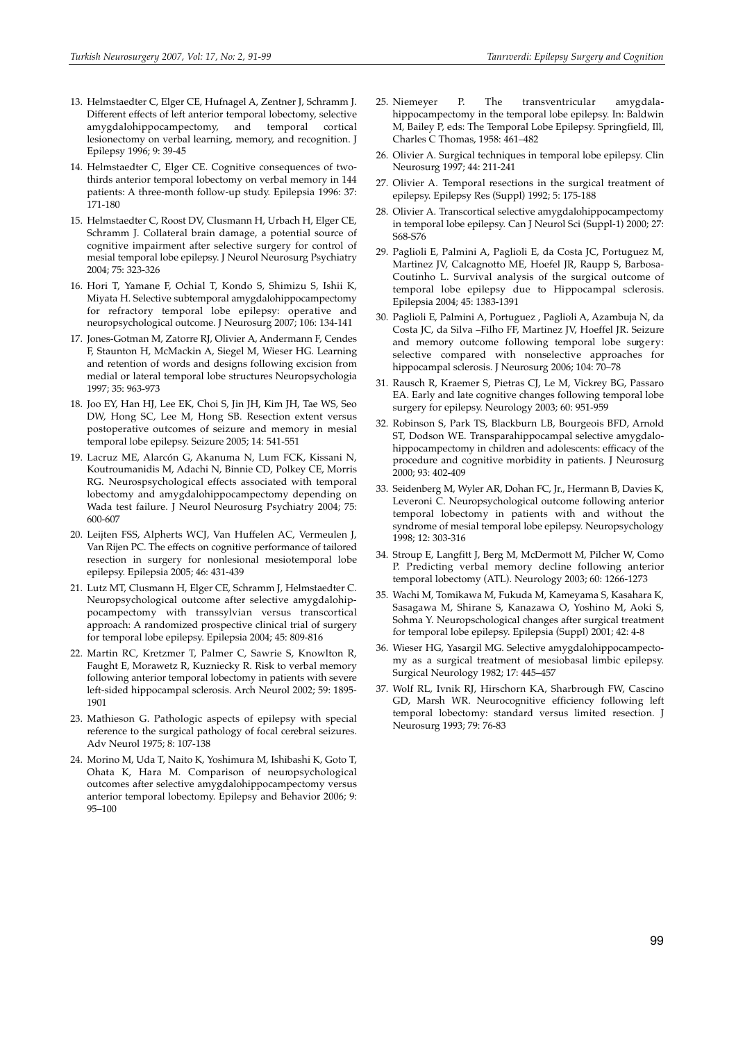13. Helmstaedter C, Elger CE, Hufnagel A, Zentner J, Schramm J. Different effects of left anterior temporal lobectomy, selective amygdalohippocampectomy, and temporal cortical lesionectomy on verbal learning, memory, and recognition. J Epilepsy 1996; 9: 39-45

14. Helmstaedter C, Elger CE. Cognitive consequences of two-thirds anterior temporal lobectomy on verbal memory in 144 patients: A three-month follow-up study. Epilepsia 1996: 37: 171-180

15. Helmstaedter C, Roost DV, Clusmann H, Urbach H, Elger CE, Schramm J. Collateral brain damage, a potential source of cognitive impairment after selective surgery for control of mesial temporal lobe epilepsy. J Neurol Neurosurg Psychiatry 2004; 75: 323-326

16. Hori T, Yamane F, Ochial T, Kondo S, Shimizu S, Ishii K, Miyata H. Selective subtemporal amygdalohippocampectomy for refractory temporal lobe epilepsy: operative and neuropsychological outcome. J Neurosurg 2007; 106: 134-141

17. Jones-Gotman M, Zatorre RJ, Olivier A, Andermann F, Cendes F, Staunton H, McMackin A, Siegel M, Wieser HG. Learning and retention of words and designs following excision from medial or lateral temporal lobe structures Neuropsychologia 1997; 35: 963-973

18. Joo EY, Han HJ, Lee EK, Choi S, Jin JH, Kim JH, Tae WS, Seo DW, Hong SC, Lee M, Hong SB. Resection extent versus postoperative outcomes of seizure and memory in mesial temporal lobe epilepsy. Seizure 2005; 14: 541-551

19. Lacruz ME, Alarcón G, Akanuma N, Lum FCK, Kissani N, Koutroumanidis M, Adachi N, Binnie CD, Polkey CE, Morris RG. Neurospsychological effects associated with temporal lobectomy and amygdalohippocampectomy depending on Wada test failure. J Neurol Neurosurg Psychiatry 2004; 75: 600-607

20. Leijten FSS, Alpherts WCJ, Van Huffelen AC, Vermeulen J, Van Rijen PC. The effects on cognitive performance of tailored resection in surgery for nonlesional mesiotemporal lobe epilepsy. Epilepsia 2005; 46: 431-439

21. Lutz MT, Clusmann H, Elger CE, Schramm J, Helmstaedter C. Neuropsychological outcome after selective amygdalohippocampectomy with transsylvian versus transcortical approach: A randomized prospective clinical trial of surgery for temporal lobe epilepsy. Epilepsia 2004; 45: 809-816

22. Martin RC, Kretzmer T, Palmer C, Sawrie S, Knowlton R, Faught E, Morawetz R, Kuzniecky R. Risk to verbal memory following anterior temporal lobectomy in patients with severe left-sided hippocampal sclerosis. Arch Neurol 2002; 59: 1895-1901

23. Mathieson G. Pathologic aspects of epilepsy with special reference to the surgical pathology of focal cerebral seizures. Adv Neurol 1975; 8: 107-138

24. Morino M, Uda T, Naito K, Yoshimura M, Ishibashi K, Goto T, Ohata K, Hara M. Comparison of neuropsychological outcomes after selective amygdalohippocampectomy versus anterior temporal lobectomy. Epilepsy and Behavior 2006; 9: 95–100

25. Niemeyer P. The transventricular amygdala-hippocampectomy in the temporal lobe epilepsy. In: Baldwin M, Bailey P, eds: The Temporal Lobe Epilepsy. Springfield, Ill, Charles C Thomas, 1958: 461–482

26. Olivier A. Surgical techniques in temporal lobe epilepsy. Clin Neurosurg 1997; 44: 211-241

27. Olivier A. Temporal resections in the surgical treatment of epilepsy. Epilepsy Res (Suppl) 1992; 5: 175-188

28. Olivier A. Transcortical selective amygdalohippocampectomy in temporal lobe epilepsy. Can J Neurol Sci (Suppl-1) 2000; 27: S68-S76

29. Paglioli E, Palmini A, Paglioli E, da Costa JC, Portuguez M, Martinez JV, Calcagnotto ME, Hoefel JR, Raupp S, Barbosa-Coutinho L. Survival analysis of the surgical outcome of temporal lobe epilepsy due to Hippocampal sclerosis. Epilepsia 2004; 45: 1383-1391

30. Paglioli E, Palmini A, Portuguez , Paglioli A, Azambuja N, da Costa JC, da Silva –Filho FF, Martinez JV, Hoeffel JR. Seizure and memory outcome following temporal lobe surgery: selective compared with nonselective approaches for hippocampal sclerosis. J Neurosurg 2006; 104: 70–78

31. Rausch R, Kraemer S, Pietras CJ, Le M, Vickrey BG, Passaro EA. Early and late cognitive changes following temporal lobe surgery for epilepsy. Neurology 2003; 60: 951-959

32. Robinson S, Park TS, Blackburn LB, Bourgeois BFD, Arnold ST, Dodson WE. Transparahippocampal selective amygdalo-hippocampectomy in children and adolescents: efficacy of the procedure and cognitive morbidity in patients. J Neurosurg 2000; 93: 402-409

33. Seidenberg M, Wyler AR, Dohan FC, Jr., Hermann B, Davies K, Leveroni C. Neuropsychological outcome following anterior temporal lobectomy in patients with and without the syndrome of mesial temporal lobe epilepsy. Neuropsychology 1998; 12: 303-316

34. Stroup E, Langfitt J, Berg M, McDermott M, Pilcher W, Como P. Predicting verbal memory decline following anterior temporal lobectomy (ATL). Neurology 2003; 60: 1266-1273

35. Wachi M, Tomikawa M, Fukuda M, Kameyama S, Kasahara K, Sasagawa M, Shirane S, Kanazawa O, Yoshino M, Aoki S, Sohma Y. Neuropschological changes after surgical treatment for temporal lobe epilepsy. Epilepsia (Suppl) 2001; 42: 4-8

36. Wieser HG, Yasargil MG. Selective amygdalohippocampectomy as a surgical treatment of mesiobasal limbic epilepsy. Surgical Neurology 1982; 17: 445–457

37. Wolf RL, Ivnik RJ, Hirschorn KA, Sharbrough FW, Cascino GD, Marsh WR. Neurocognitive efficiency following left temporal lobectomy: standard versus limited resection. J Neurosurg 1993; 79: 76-83